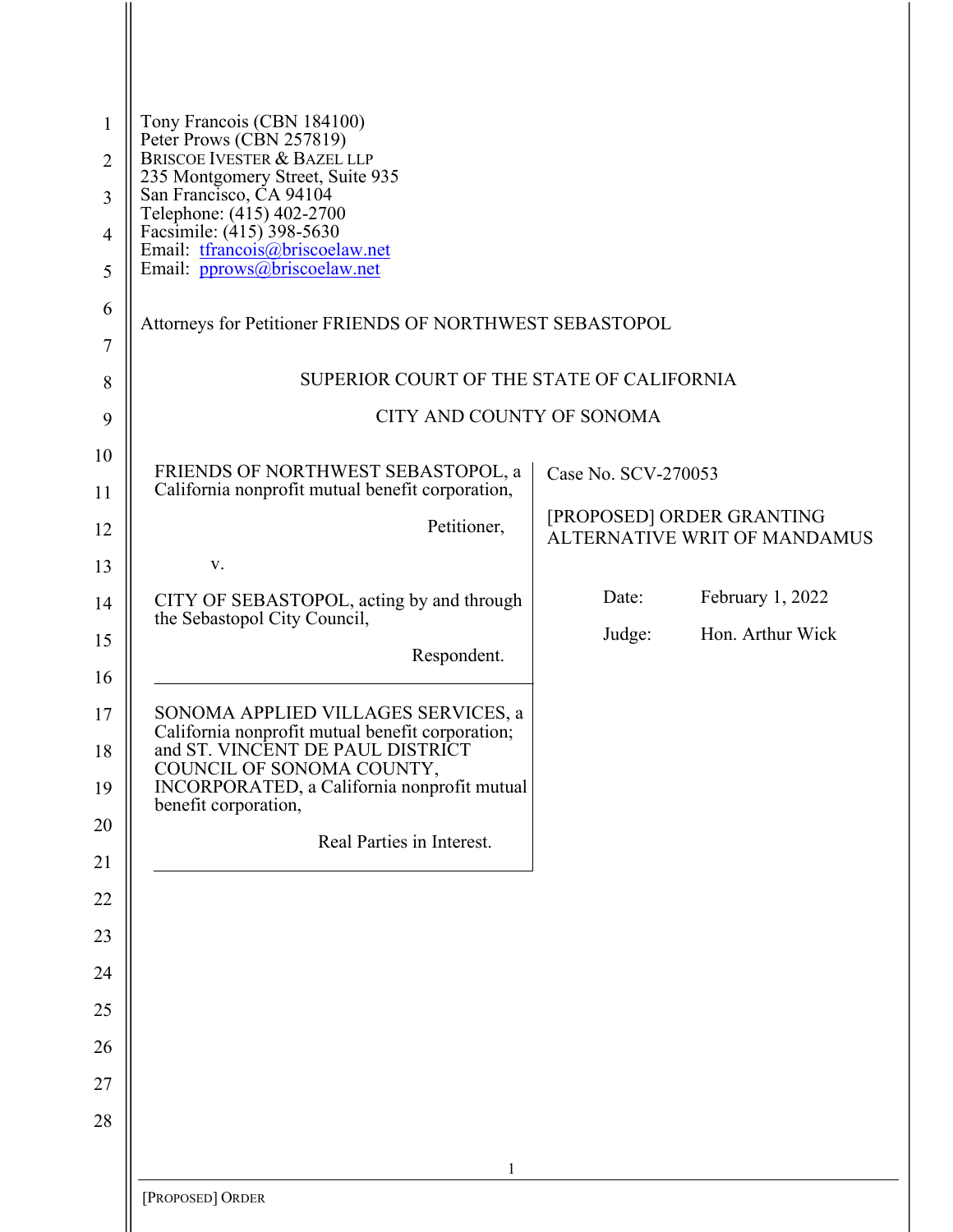Tony Francois (CBN 184100)
Peter Prows (CBN 257819)
BRISCOE IVESTER & BAZEL LLP
235 Montgomery Street, Suite 935
San Francisco, CA 94104
Telephone: (415) 402-2700
Facsimile: (415) 398-5630
Email: tfrancois@briscoelaw.net
Email: pprows@briscoelaw.net

Attorneys for Petitioner FRIENDS OF NORTHWEST SEBASTOPOL

SUPERIOR COURT OF THE STATE OF CALIFORNIA

CITY AND COUNTY OF SONOMA

FRIENDS OF NORTHWEST SEBASTOPOL, a California nonprofit mutual benefit corporation,

Petitioner,

v.

CITY OF SEBASTOPOL, acting by and through the Sebastopol City Council,

Respondent.

SONOMA APPLIED VILLAGES SERVICES, a California nonprofit mutual benefit corporation; and ST. VINCENT DE PAUL DISTRICT COUNCIL OF SONOMA COUNTY, INCORPORATED, a California nonprofit mutual benefit corporation,

Real Parties in Interest.

Case No. SCV-270053

[PROPOSED] ORDER GRANTING ALTERNATIVE WRIT OF MANDAMUS

Date: February 1, 2022

Judge: Hon. Arthur Wick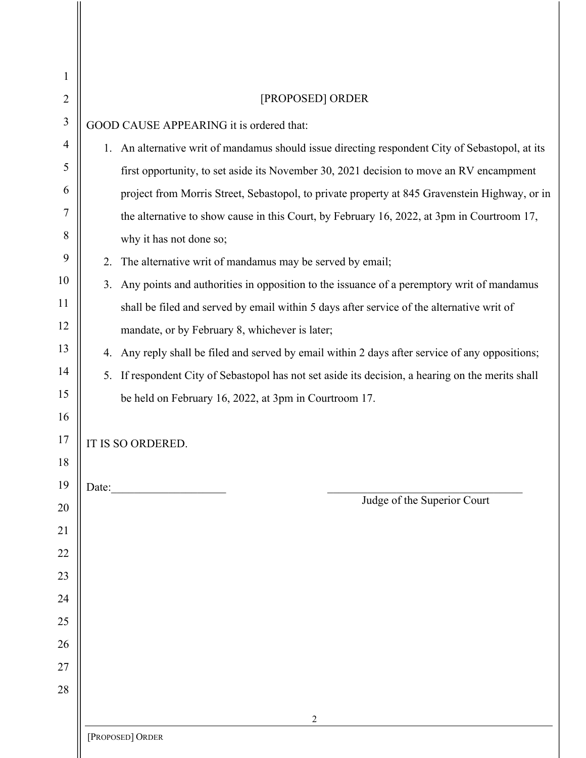## [PROPOSED] ORDER

GOOD CAUSE APPEARING it is ordered that:

1. An alternative writ of mandamus should issue directing respondent City of Sebastopol, at its first opportunity, to set aside its November 30, 2021 decision to move an RV encampment project from Morris Street, Sebastopol, to private property at 845 Gravenstein Highway, or in the alternative to show cause in this Court, by February 16, 2022, at 3pm in Courtroom 17, why it has not done so;
2. The alternative writ of mandamus may be served by email;
3. Any points and authorities in opposition to the issuance of a peremptory writ of mandamus shall be filed and served by email within 5 days after service of the alternative writ of mandate, or by February 8, whichever is later;
4. Any reply shall be filed and served by email within 2 days after service of any oppositions;
5. If respondent City of Sebastopol has not set aside its decision, a hearing on the merits shall be held on February 16, 2022, at 3pm in Courtroom 17.

IT IS SO ORDERED.

Date:____________________ ____________________________________
Judge of the Superior Court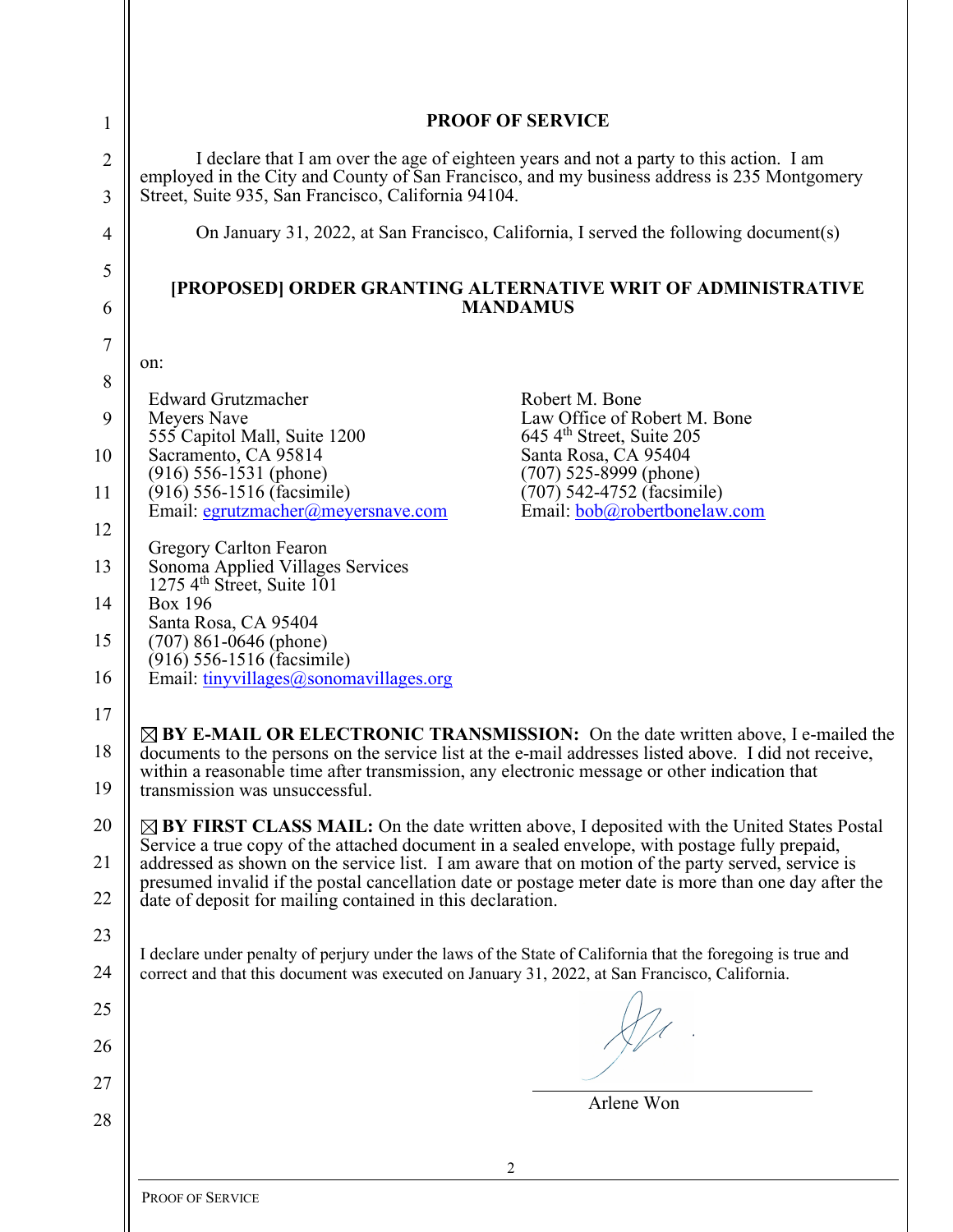# PROOF OF SERVICE

I declare that I am over the age of eighteen years and not a party to this action. I am employed in the City and County of San Francisco, and my business address is 235 Montgomery Street, Suite 935, San Francisco, California 94104.

On January 31, 2022, at San Francisco, California, I served the following document(s)

**[PROPOSED] ORDER GRANTING ALTERNATIVE WRIT OF ADMINISTRATIVE MANDAMUS**

on:

Edward Grutzmacher
Meyers Nave
555 Capitol Mall, Suite 1200
Sacramento, CA 95814
(916) 556-1531 (phone)
(916) 556-1516 (facsimile)
Email: egrutzmacher@meyersnave.com

Robert M. Bone
Law Office of Robert M. Bone
645 4th Street, Suite 205
Santa Rosa, CA 95404
(707) 525-8999 (phone)
(707) 542-4752 (facsimile)
Email: bob@robertbonelaw.com

Gregory Carlton Fearon
Sonoma Applied Villages Services
1275 4th Street, Suite 101
Box 196
Santa Rosa, CA 95404
(707) 861-0646 (phone)
(916) 556-1516 (facsimile)
Email: tinyvillages@sonomavillages.org

☒ **BY E-MAIL OR ELECTRONIC TRANSMISSION:** On the date written above, I e-mailed the documents to the persons on the service list at the e-mail addresses listed above. I did not receive, within a reasonable time after transmission, any electronic message or other indication that transmission was unsuccessful.

☒ **BY FIRST CLASS MAIL:** On the date written above, I deposited with the United States Postal Service a true copy of the attached document in a sealed envelope, with postage fully prepaid, addressed as shown on the service list. I am aware that on motion of the party served, service is presumed invalid if the postal cancellation date or postage meter date is more than one day after the date of deposit for mailing contained in this declaration.

I declare under penalty of perjury under the laws of the State of California that the foregoing is true and correct and that this document was executed on January 31, 2022, at San Francisco, California.

Arlene Won